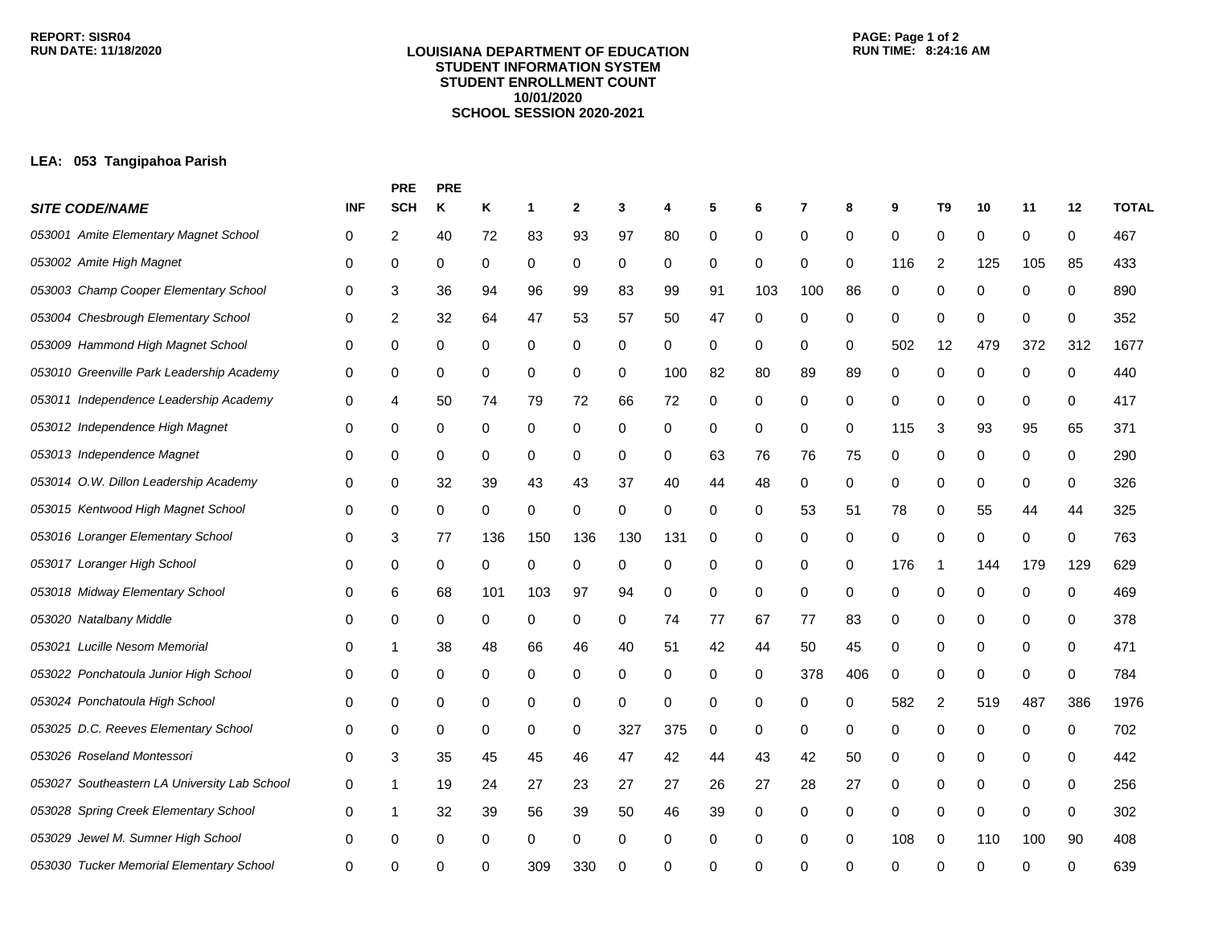REPORT: SISR04
RUN DATE: 11/18/2020

**LOUISIANA DEPARTMENT OF EDUCATION**
**STUDENT INFORMATION SYSTEM**
**STUDENT ENROLLMENT COUNT**
**10/01/2020**
**SCHOOL SESSION 2020-2021**

RUN TIME: 8:24:16 AM

**LEA: 053 Tangipahoa Parish**

| *SITE CODE/NAME* | INF | PRE SCH | PRE K | K | 1 | 2 | 3 | 4 | 5 | 6 | 7 | 8 | 9 | T9 | 10 | 11 | 12 | TOTAL |
|---|---|---|---|---|---|---|---|---|---|---|---|---|---|---|---|---|---|---|
| *053001 Amite Elementary Magnet School* | 0 | 2 | 40 | 72 | 83 | 93 | 97 | 80 | 0 | 0 | 0 | 0 | 0 | 0 | 0 | 0 | 0 | 467 |
| *053002 Amite High Magnet* | 0 | 0 | 0 | 0 | 0 | 0 | 0 | 0 | 0 | 0 | 0 | 0 | 116 | 2 | 125 | 105 | 85 | 433 |
| *053003 Champ Cooper Elementary School* | 0 | 3 | 36 | 94 | 96 | 99 | 83 | 99 | 91 | 103 | 100 | 86 | 0 | 0 | 0 | 0 | 0 | 890 |
| *053004 Chesbrough Elementary School* | 0 | 2 | 32 | 64 | 47 | 53 | 57 | 50 | 47 | 0 | 0 | 0 | 0 | 0 | 0 | 0 | 0 | 352 |
| *053009 Hammond High Magnet School* | 0 | 0 | 0 | 0 | 0 | 0 | 0 | 0 | 0 | 0 | 0 | 0 | 502 | 12 | 479 | 372 | 312 | 1677 |
| *053010 Greenville Park Leadership Academy* | 0 | 0 | 0 | 0 | 0 | 0 | 0 | 100 | 82 | 80 | 89 | 89 | 0 | 0 | 0 | 0 | 0 | 440 |
| *053011 Independence Leadership Academy* | 0 | 4 | 50 | 74 | 79 | 72 | 66 | 72 | 0 | 0 | 0 | 0 | 0 | 0 | 0 | 0 | 0 | 417 |
| *053012 Independence High Magnet* | 0 | 0 | 0 | 0 | 0 | 0 | 0 | 0 | 0 | 0 | 0 | 0 | 115 | 3 | 93 | 95 | 65 | 371 |
| *053013 Independence Magnet* | 0 | 0 | 0 | 0 | 0 | 0 | 0 | 0 | 63 | 76 | 76 | 75 | 0 | 0 | 0 | 0 | 0 | 290 |
| *053014 O.W. Dillon Leadership Academy* | 0 | 0 | 32 | 39 | 43 | 43 | 37 | 40 | 44 | 48 | 0 | 0 | 0 | 0 | 0 | 0 | 0 | 326 |
| *053015 Kentwood High Magnet School* | 0 | 0 | 0 | 0 | 0 | 0 | 0 | 0 | 0 | 0 | 53 | 51 | 78 | 0 | 55 | 44 | 44 | 325 |
| *053016 Loranger Elementary School* | 0 | 3 | 77 | 136 | 150 | 136 | 130 | 131 | 0 | 0 | 0 | 0 | 0 | 0 | 0 | 0 | 0 | 763 |
| *053017 Loranger High School* | 0 | 0 | 0 | 0 | 0 | 0 | 0 | 0 | 0 | 0 | 0 | 0 | 176 | 1 | 144 | 179 | 129 | 629 |
| *053018 Midway Elementary School* | 0 | 6 | 68 | 101 | 103 | 97 | 94 | 0 | 0 | 0 | 0 | 0 | 0 | 0 | 0 | 0 | 0 | 469 |
| *053020 Natalbany Middle* | 0 | 0 | 0 | 0 | 0 | 0 | 0 | 74 | 77 | 67 | 77 | 83 | 0 | 0 | 0 | 0 | 0 | 378 |
| *053021 Lucille Nesom Memorial* | 0 | 1 | 38 | 48 | 66 | 46 | 40 | 51 | 42 | 44 | 50 | 45 | 0 | 0 | 0 | 0 | 0 | 471 |
| *053022 Ponchatoula Junior High School* | 0 | 0 | 0 | 0 | 0 | 0 | 0 | 0 | 0 | 0 | 378 | 406 | 0 | 0 | 0 | 0 | 0 | 784 |
| *053024 Ponchatoula High School* | 0 | 0 | 0 | 0 | 0 | 0 | 0 | 0 | 0 | 0 | 0 | 0 | 582 | 2 | 519 | 487 | 386 | 1976 |
| *053025 D.C. Reeves Elementary School* | 0 | 0 | 0 | 0 | 0 | 0 | 327 | 375 | 0 | 0 | 0 | 0 | 0 | 0 | 0 | 0 | 0 | 702 |
| *053026 Roseland Montessori* | 0 | 3 | 35 | 45 | 45 | 46 | 47 | 42 | 44 | 43 | 42 | 50 | 0 | 0 | 0 | 0 | 0 | 442 |
| *053027 Southeastern LA University Lab School* | 0 | 1 | 19 | 24 | 27 | 23 | 27 | 27 | 26 | 27 | 28 | 27 | 0 | 0 | 0 | 0 | 0 | 256 |
| *053028 Spring Creek Elementary School* | 0 | 1 | 32 | 39 | 56 | 39 | 50 | 46 | 39 | 0 | 0 | 0 | 0 | 0 | 0 | 0 | 0 | 302 |
| *053029 Jewel M. Sumner High School* | 0 | 0 | 0 | 0 | 0 | 0 | 0 | 0 | 0 | 0 | 0 | 0 | 108 | 0 | 110 | 100 | 90 | 408 |
| *053030 Tucker Memorial Elementary School* | 0 | 0 | 0 | 0 | 309 | 330 | 0 | 0 | 0 | 0 | 0 | 0 | 0 | 0 | 0 | 0 | 0 | 639 |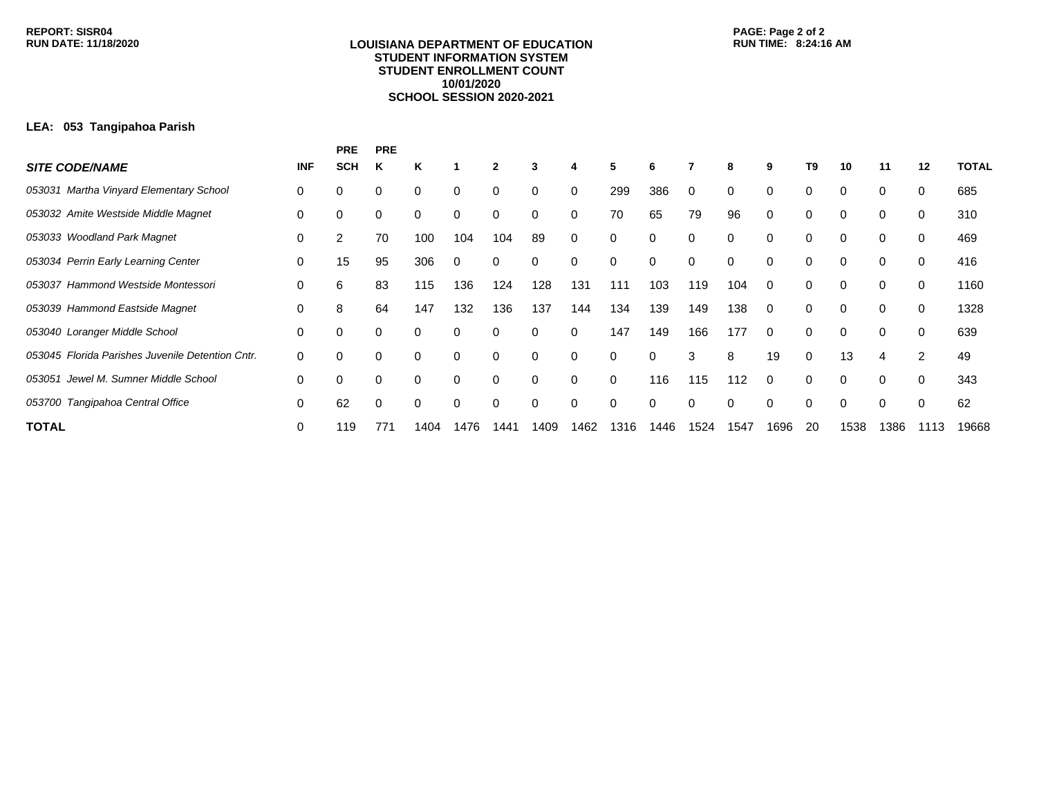REPORT: SISR04
RUN DATE: 11/18/2020

**LOUISIANA DEPARTMENT OF EDUCATION**
**STUDENT INFORMATION SYSTEM**
**STUDENT ENROLLMENT COUNT**
**10/01/2020**
**SCHOOL SESSION 2020-2021**

PAGE: Page 2 of 2
RUN TIME: 8:24:16 AM

**LEA: 053 Tangipahoa Parish**

| *SITE CODE/NAME* | INF | PRE SCH | PRE K | K | 1 | 2 | 3 | 4 | 5 | 6 | 7 | 8 | 9 | T9 | 10 | 11 | 12 | TOTAL |
|---|---|---|---|---|---|---|---|---|---|---|---|---|---|---|---|---|---|---|
| *053031 Martha Vinyard Elementary School* | 0 | 0 | 0 | 0 | 0 | 0 | 0 | 0 | 299 | 386 | 0 | 0 | 0 | 0 | 0 | 0 | 0 | 685 |
| *053032 Amite Westside Middle Magnet* | 0 | 0 | 0 | 0 | 0 | 0 | 0 | 0 | 70 | 65 | 79 | 96 | 0 | 0 | 0 | 0 | 0 | 310 |
| *053033 Woodland Park Magnet* | 0 | 2 | 70 | 100 | 104 | 104 | 89 | 0 | 0 | 0 | 0 | 0 | 0 | 0 | 0 | 0 | 0 | 469 |
| *053034 Perrin Early Learning Center* | 0 | 15 | 95 | 306 | 0 | 0 | 0 | 0 | 0 | 0 | 0 | 0 | 0 | 0 | 0 | 0 | 0 | 416 |
| *053037 Hammond Westside Montessori* | 0 | 6 | 83 | 115 | 136 | 124 | 128 | 131 | 111 | 103 | 119 | 104 | 0 | 0 | 0 | 0 | 0 | 1160 |
| *053039 Hammond Eastside Magnet* | 0 | 8 | 64 | 147 | 132 | 136 | 137 | 144 | 134 | 139 | 149 | 138 | 0 | 0 | 0 | 0 | 0 | 1328 |
| *053040 Loranger Middle School* | 0 | 0 | 0 | 0 | 0 | 0 | 0 | 0 | 147 | 149 | 166 | 177 | 0 | 0 | 0 | 0 | 0 | 639 |
| *053045 Florida Parishes Juvenile Detention Cntr.* | 0 | 0 | 0 | 0 | 0 | 0 | 0 | 0 | 0 | 0 | 3 | 8 | 19 | 0 | 13 | 4 | 2 | 49 |
| *053051 Jewel M. Sumner Middle School* | 0 | 0 | 0 | 0 | 0 | 0 | 0 | 0 | 0 | 116 | 115 | 112 | 0 | 0 | 0 | 0 | 0 | 343 |
| *053700 Tangipahoa Central Office* | 0 | 62 | 0 | 0 | 0 | 0 | 0 | 0 | 0 | 0 | 0 | 0 | 0 | 0 | 0 | 0 | 0 | 62 |
| **TOTAL** | 0 | 119 | 771 | 1404 | 1476 | 1441 | 1409 | 1462 | 1316 | 1446 | 1524 | 1547 | 1696 | 20 | 1538 | 1386 | 1113 | 19668 |